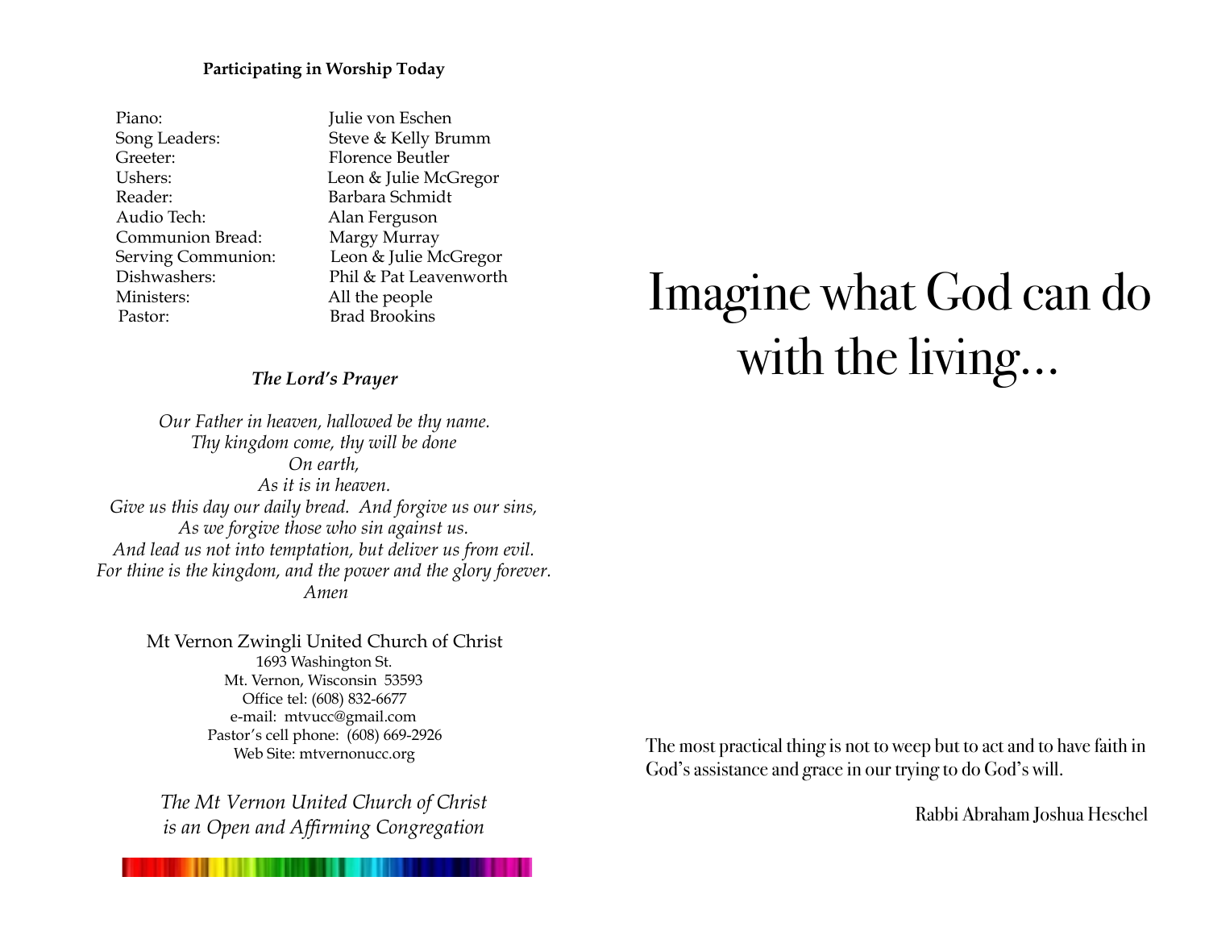**Participating in Worship Today**

| | |
|---|---|
| Piano: | Julie von Eschen |
| Song Leaders: | Steve & Kelly Brumm |
| Greeter: | Florence Beutler |
| Ushers: | Leon & Julie McGregor |
| Reader: | Barbara Schmidt |
| Audio Tech: | Alan Ferguson |
| Communion Bread: | Margy Murray |
| Serving Communion: | Leon & Julie McGregor |
| Dishwashers: | Phil & Pat Leavenworth |
| Ministers: | All the people |
| Pastor: | Brad Brookins |

***The Lord's Prayer***

*Our Father in heaven, hallowed be thy name.*
*Thy kingdom come, thy will be done*
*On earth,*
*As it is in heaven.*
*Give us this day our daily bread. And forgive us our sins,*
*As we forgive those who sin against us.*
*And lead us not into temptation, but deliver us from evil.*
*For thine is the kingdom, and the power and the glory forever.*
*Amen*

Mt Vernon Zwingli United Church of Christ
1693 Washington St.
Mt. Vernon, Wisconsin 53593
Office tel: (608) 832-6677
e-mail: mtvucc@gmail.com
Pastor's cell phone: (608) 669-2926
Web Site: mtvernonucc.org

*The Mt Vernon United Church of Christ*
*is an Open and Affirming Congregation*

# Imagine what God can do with the living…

The most practical thing is not to weep but to act and to have faith in God's assistance and grace in our trying to do God's will.

Rabbi Abraham Joshua Heschel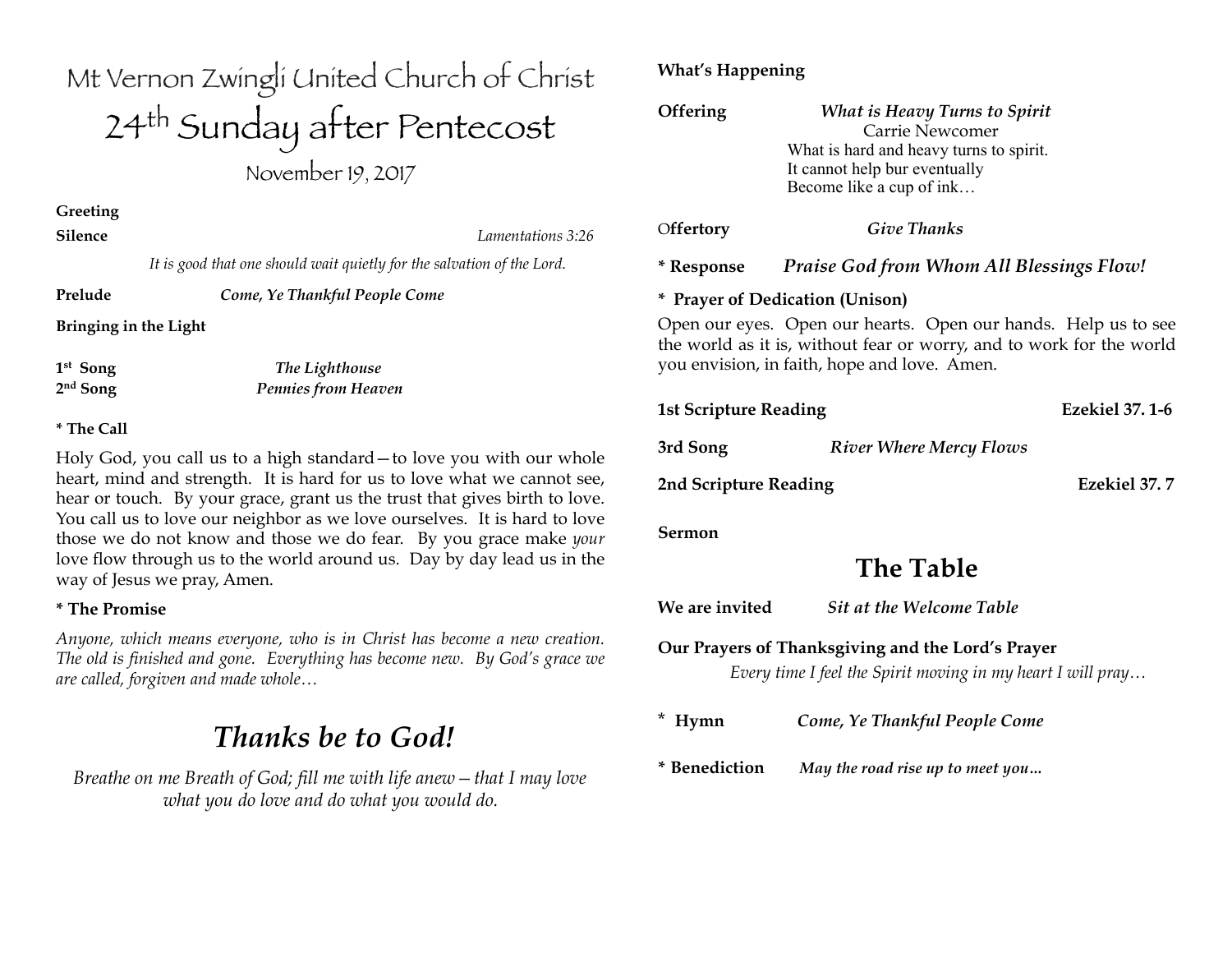# Mt Vernon Zwingli United Church of Christ

## 24th Sunday after Pentecost

November 19, 2017

**Greeting**

**Silence** *Lamentations 3:26*

*It is good that one should wait quietly for the salvation of the Lord.*

**Prelude** ***Come, Ye Thankful People Come***

**Bringing in the Light**

**1st Song** ***The Lighthouse***
**2nd Song** ***Pennies from Heaven***

**\* The Call**

Holy God, you call us to a high standard—to love you with our whole heart, mind and strength. It is hard for us to love what we cannot see, hear or touch. By your grace, grant us the trust that gives birth to love. You call us to love our neighbor as we love ourselves. It is hard to love those we do not know and those we do fear. By you grace make *your* love flow through us to the world around us. Day by day lead us in the way of Jesus we pray, Amen.

**\* The Promise**

*Anyone, which means everyone, who is in Christ has become a new creation. The old is finished and gone. Everything has become new. By God's grace we are called, forgiven and made whole…*

## *Thanks be to God!*

*Breathe on me Breath of God; fill me with life anew—that I may love what you do love and do what you would do.*

**What's Happening**

**Offering** ***What is Heavy Turns to Spirit***
Carrie Newcomer
What is hard and heavy turns to spirit.
It cannot help bur eventually
Become like a cup of ink…

**Offertory** ***Give Thanks***

**\* Response** ***Praise God from Whom All Blessings Flow!***

**\* Prayer of Dedication (Unison)**

Open our eyes. Open our hearts. Open our hands. Help us to see the world as it is, without fear or worry, and to work for the world you envision, in faith, hope and love. Amen.

**1st Scripture Reading** **Ezekiel 37. 1-6**

**3rd Song** ***River Where Mercy Flows***

**2nd Scripture Reading** **Ezekiel 37. 7**

**Sermon**

## The Table

**We are invited** ***Sit at the Welcome Table***

**Our Prayers of Thanksgiving and the Lord's Prayer**

*Every time I feel the Spirit moving in my heart I will pray…*

**\* Hymn** ***Come, Ye Thankful People Come***

**\* Benediction** ***May the road rise up to meet you…***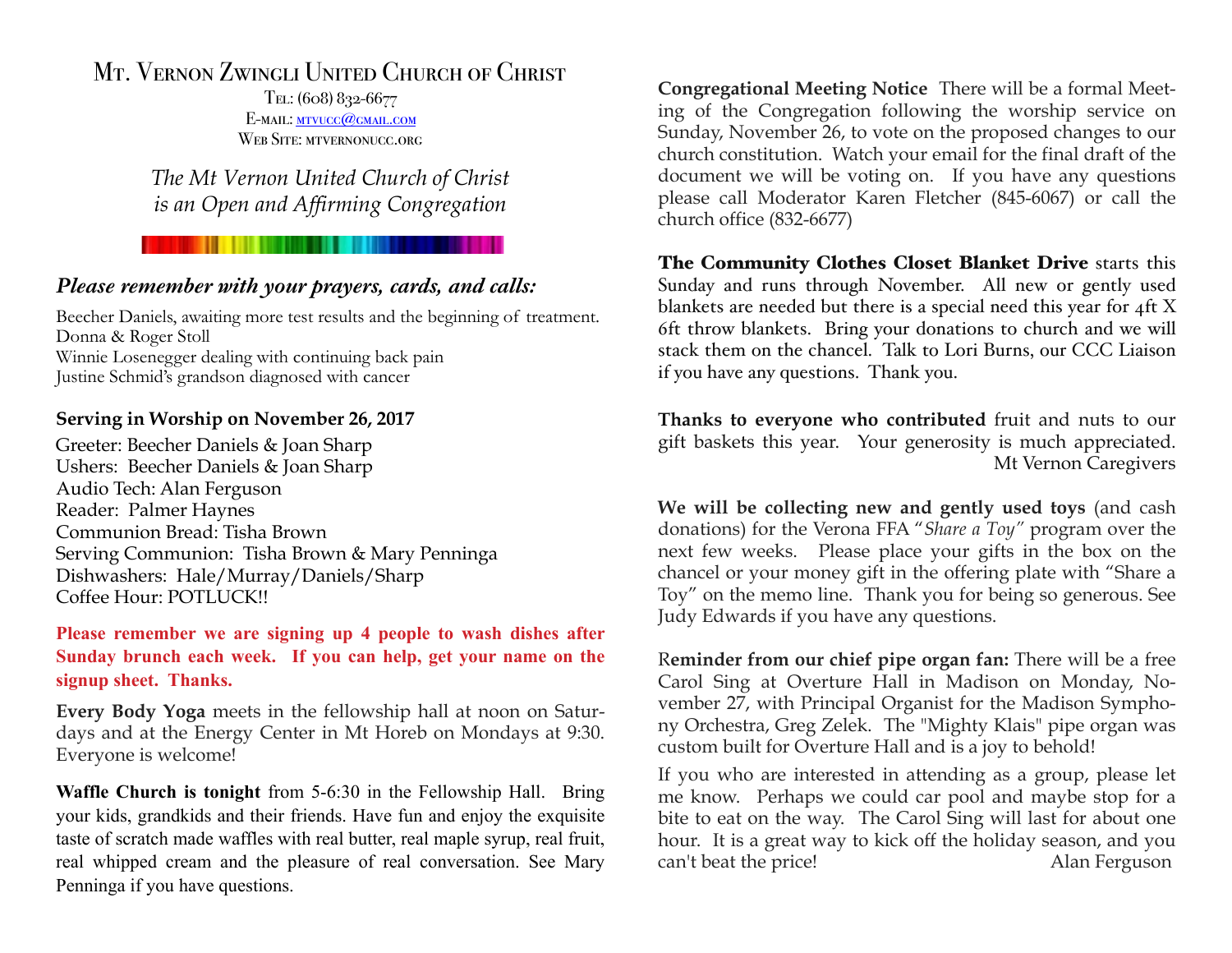# Mt. Vernon Zwingli United Church of Christ

Tel: (608) 832-6677
E-mail: mtvucc@gmail.com
Web Site: mtvernonucc.org

*The Mt Vernon United Church of Christ is an Open and Affirming Congregation*

## *Please remember with your prayers, cards, and calls:*

Beecher Daniels, awaiting more test results and the beginning of treatment.
Donna & Roger Stoll
Winnie Losenegger dealing with continuing back pain
Justine Schmid's grandson diagnosed with cancer

**Serving in Worship on November 26, 2017**

Greeter: Beecher Daniels & Joan Sharp
Ushers: Beecher Daniels & Joan Sharp
Audio Tech: Alan Ferguson
Reader: Palmer Haynes
Communion Bread: Tisha Brown
Serving Communion: Tisha Brown & Mary Penninga
Dishwashers: Hale/Murray/Daniels/Sharp
Coffee Hour: POTLUCK!!

**Please remember we are signing up 4 people to wash dishes after Sunday brunch each week. If you can help, get your name on the signup sheet. Thanks.**

**Every Body Yoga** meets in the fellowship hall at noon on Saturdays and at the Energy Center in Mt Horeb on Mondays at 9:30. Everyone is welcome!

**Waffle Church is tonight** from 5-6:30 in the Fellowship Hall. Bring your kids, grandkids and their friends. Have fun and enjoy the exquisite taste of scratch made waffles with real butter, real maple syrup, real fruit, real whipped cream and the pleasure of real conversation. See Mary Penninga if you have questions.

**Congregational Meeting Notice** There will be a formal Meeting of the Congregation following the worship service on Sunday, November 26, to vote on the proposed changes to our church constitution. Watch your email for the final draft of the document we will be voting on. If you have any questions please call Moderator Karen Fletcher (845-6067) or call the church office (832-6677)

**The Community Clothes Closet Blanket Drive** starts this Sunday and runs through November. All new or gently used blankets are needed but there is a special need this year for 4ft X 6ft throw blankets. Bring your donations to church and we will stack them on the chancel. Talk to Lori Burns, our CCC Liaison if you have any questions. Thank you.

**Thanks to everyone who contributed** fruit and nuts to our gift baskets this year. Your generosity is much appreciated.
Mt Vernon Caregivers

**We will be collecting new and gently used toys** (and cash donations) for the Verona FFA "*Share a Toy*" program over the next few weeks. Please place your gifts in the box on the chancel or your money gift in the offering plate with "Share a Toy" on the memo line. Thank you for being so generous. See Judy Edwards if you have any questions.

**Reminder from our chief pipe organ fan:** There will be a free Carol Sing at Overture Hall in Madison on Monday, November 27, with Principal Organist for the Madison Symphony Orchestra, Greg Zelek. The "Mighty Klais" pipe organ was custom built for Overture Hall and is a joy to behold!

If you who are interested in attending as a group, please let me know. Perhaps we could car pool and maybe stop for a bite to eat on the way. The Carol Sing will last for about one hour. It is a great way to kick off the holiday season, and you can't beat the price!
Alan Ferguson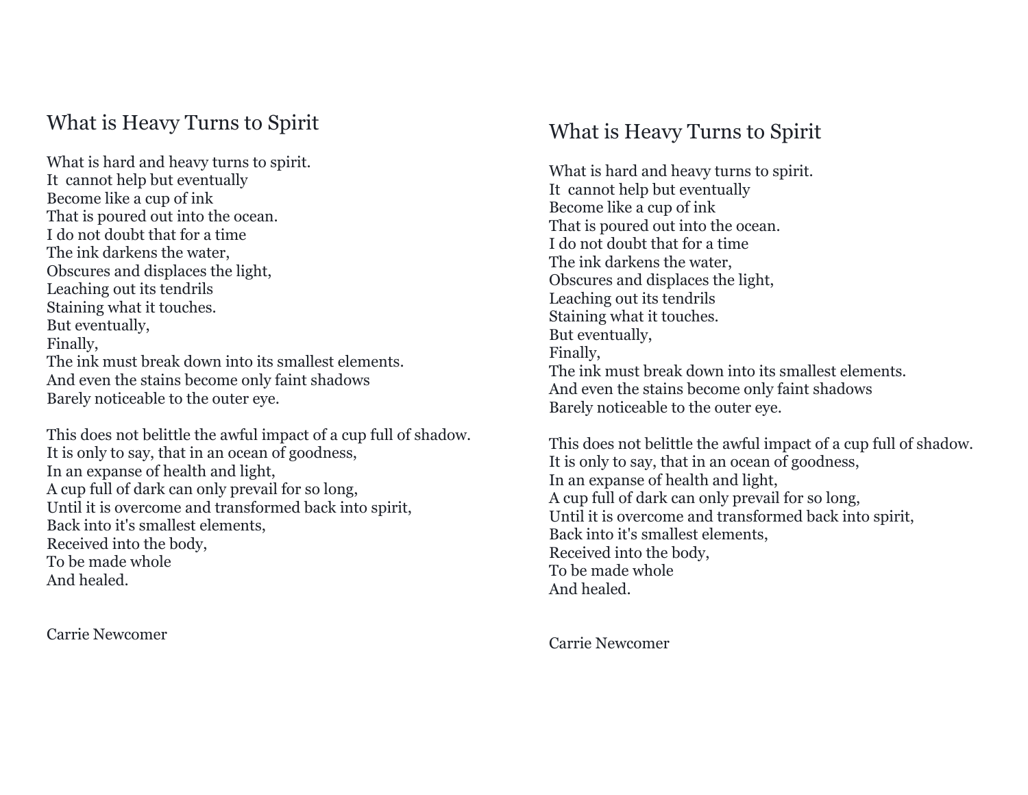## What is Heavy Turns to Spirit

What is hard and heavy turns to spirit.
It cannot help but eventually
Become like a cup of ink
That is poured out into the ocean.
I do not doubt that for a time
The ink darkens the water,
Obscures and displaces the light,
Leaching out its tendrils
Staining what it touches.
But eventually,
Finally,
The ink must break down into its smallest elements.
And even the stains become only faint shadows
Barely noticeable to the outer eye.

This does not belittle the awful impact of a cup full of shadow.
It is only to say, that in an ocean of goodness,
In an expanse of health and light,
A cup full of dark can only prevail for so long,
Until it is overcome and transformed back into spirit,
Back into it's smallest elements,
Received into the body,
To be made whole
And healed.

Carrie Newcomer

## What is Heavy Turns to Spirit

What is hard and heavy turns to spirit.
It cannot help but eventually
Become like a cup of ink
That is poured out into the ocean.
I do not doubt that for a time
The ink darkens the water,
Obscures and displaces the light,
Leaching out its tendrils
Staining what it touches.
But eventually,
Finally,
The ink must break down into its smallest elements.
And even the stains become only faint shadows
Barely noticeable to the outer eye.

This does not belittle the awful impact of a cup full of shadow.
It is only to say, that in an ocean of goodness,
In an expanse of health and light,
A cup full of dark can only prevail for so long,
Until it is overcome and transformed back into spirit,
Back into it's smallest elements,
Received into the body,
To be made whole
And healed.

Carrie Newcomer